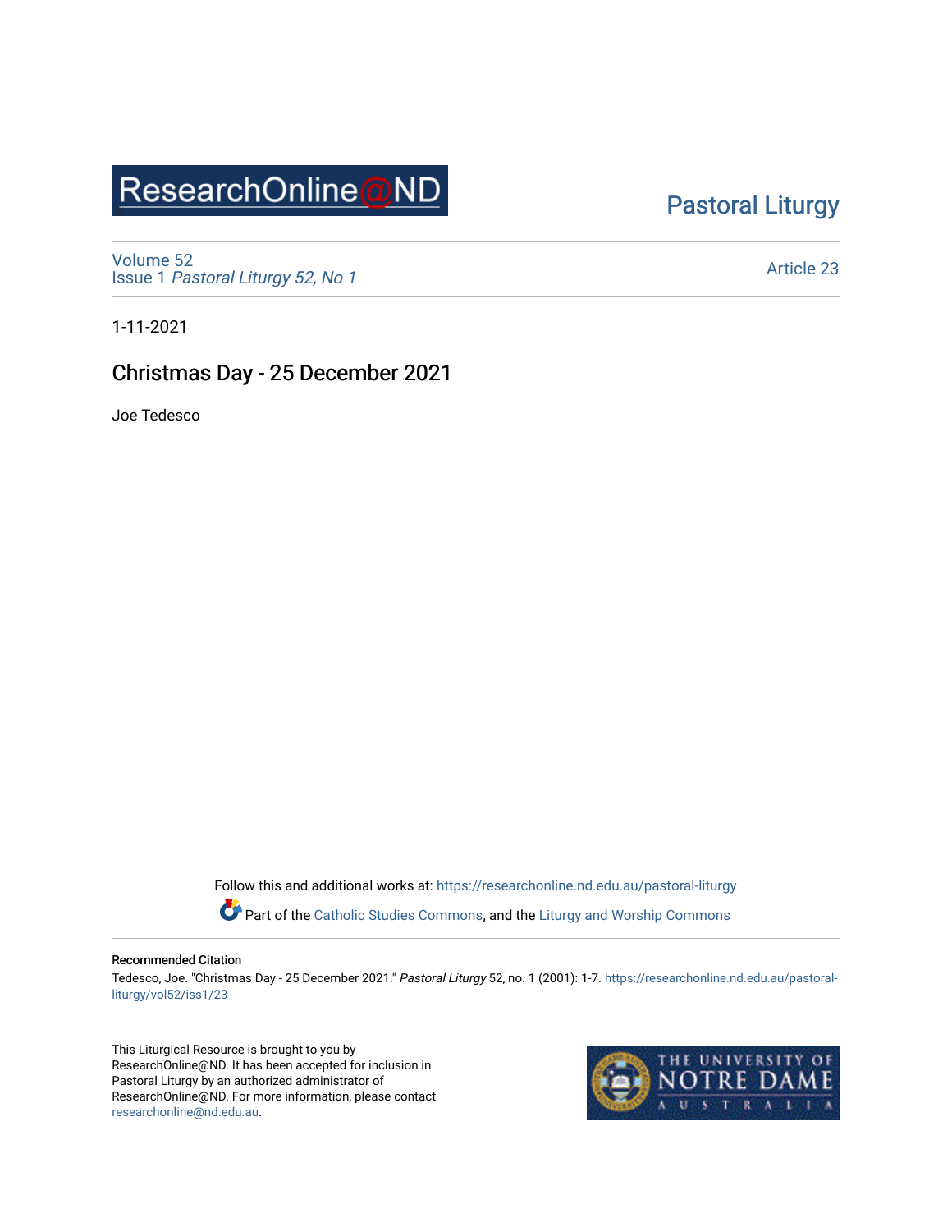ResearchOnline@ND

Pastoral Liturgy

Volume 52
Issue 1 *Pastoral Liturgy 52, No 1*

Article 23

1-11-2021

# Christmas Day - 25 December 2021

Joe Tedesco

Follow this and additional works at: https://researchonline.nd.edu.au/pastoral-liturgy

Part of the Catholic Studies Commons, and the Liturgy and Worship Commons

**Recommended Citation**

Tedesco, Joe. "Christmas Day - 25 December 2021." *Pastoral Liturgy* 52, no. 1 (2001): 1-7. https://researchonline.nd.edu.au/pastoral-liturgy/vol52/iss1/23

This Liturgical Resource is brought to you by ResearchOnline@ND. It has been accepted for inclusion in Pastoral Liturgy by an authorized administrator of ResearchOnline@ND. For more information, please contact researchonline@nd.edu.au.

THE UNIVERSITY OF NOTRE DAME AUSTRALIA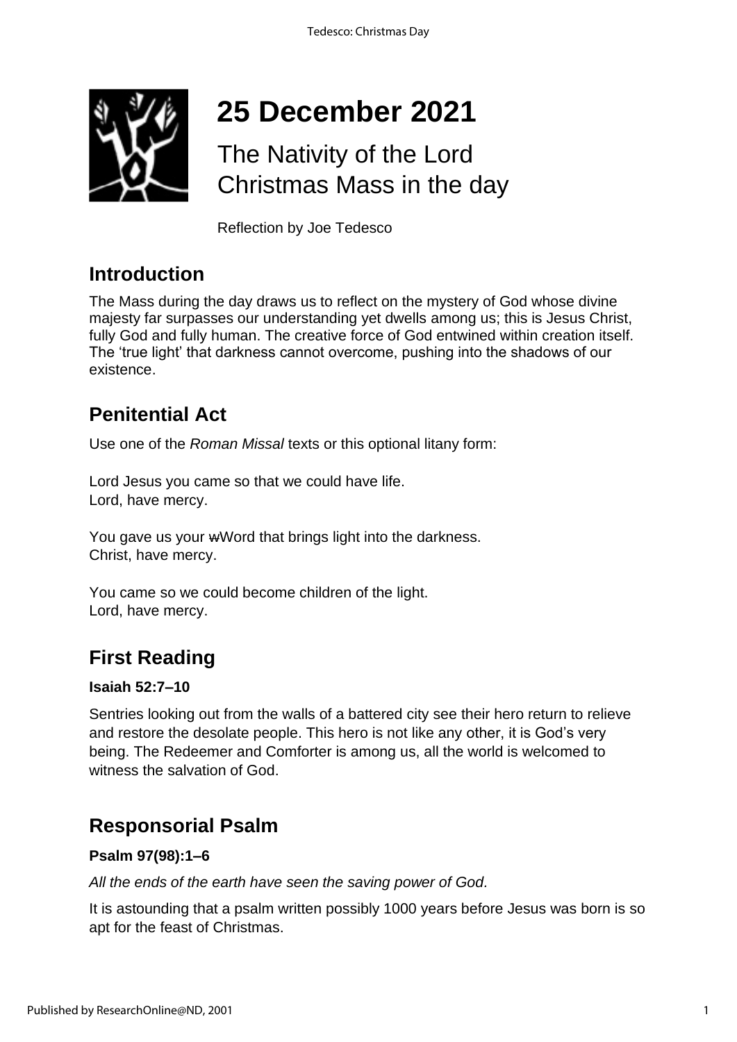# 25 December 2021

## The Nativity of the Lord
## Christmas Mass in the day

Reflection by Joe Tedesco

## Introduction

The Mass during the day draws us to reflect on the mystery of God whose divine majesty far surpasses our understanding yet dwells among us; this is Jesus Christ, fully God and fully human. The creative force of God entwined within creation itself. The 'true light' that darkness cannot overcome, pushing into the shadows of our existence.

## Penitential Act

Use one of the *Roman Missal* texts or this optional litany form:

Lord Jesus you came so that we could have life.
Lord, have mercy.

You gave us your ~~w~~Word that brings light into the darkness.
Christ, have mercy.

You came so we could become children of the light.
Lord, have mercy.

## First Reading

**Isaiah 52:7–10**

Sentries looking out from the walls of a battered city see their hero return to relieve and restore the desolate people. This hero is not like any other, it is God's very being. The Redeemer and Comforter is among us, all the world is welcomed to witness the salvation of God.

## Responsorial Psalm

**Psalm 97(98):1–6**

*All the ends of the earth have seen the saving power of God.*

It is astounding that a psalm written possibly 1000 years before Jesus was born is so apt for the feast of Christmas.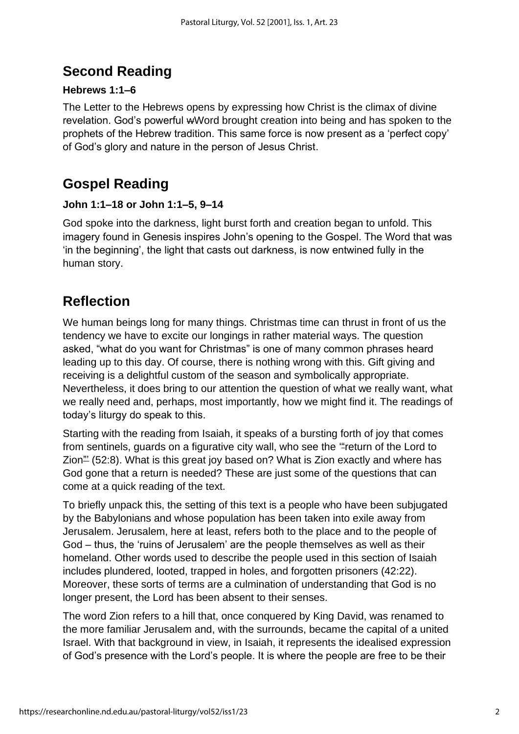## Second Reading

**Hebrews 1:1–6**

The Letter to the Hebrews opens by expressing how Christ is the climax of divine revelation. God's powerful wWord brought creation into being and has spoken to the prophets of the Hebrew tradition. This same force is now present as a 'perfect copy' of God's glory and nature in the person of Jesus Christ.

## Gospel Reading

**John 1:1–18 or John 1:1–5, 9–14**

God spoke into the darkness, light burst forth and creation began to unfold. This imagery found in Genesis inspires John's opening to the Gospel. The Word that was 'in the beginning', the light that casts out darkness, is now entwined fully in the human story.

## Reflection

We human beings long for many things. Christmas time can thrust in front of us the tendency we have to excite our longings in rather material ways. The question asked, "what do you want for Christmas" is one of many common phrases heard leading up to this day. Of course, there is nothing wrong with this. Gift giving and receiving is a delightful custom of the season and symbolically appropriate. Nevertheless, it does bring to our attention the question of what we really want, what we really need and, perhaps, most importantly, how we might find it. The readings of today's liturgy do speak to this.

Starting with the reading from Isaiah, it speaks of a bursting forth of joy that comes from sentinels, guards on a figurative city wall, who see the '"return of the Lord to Zion"' (52:8). What is this great joy based on? What is Zion exactly and where has God gone that a return is needed? These are just some of the questions that can come at a quick reading of the text.

To briefly unpack this, the setting of this text is a people who have been subjugated by the Babylonians and whose population has been taken into exile away from Jerusalem. Jerusalem, here at least, refers both to the place and to the people of God – thus, the 'ruins of Jerusalem' are the people themselves as well as their homeland. Other words used to describe the people used in this section of Isaiah includes plundered, looted, trapped in holes, and forgotten prisoners (42:22). Moreover, these sorts of terms are a culmination of understanding that God is no longer present, the Lord has been absent to their senses.

The word Zion refers to a hill that, once conquered by King David, was renamed to the more familiar Jerusalem and, with the surrounds, became the capital of a united Israel. With that background in view, in Isaiah, it represents the idealised expression of God's presence with the Lord's people. It is where the people are free to be their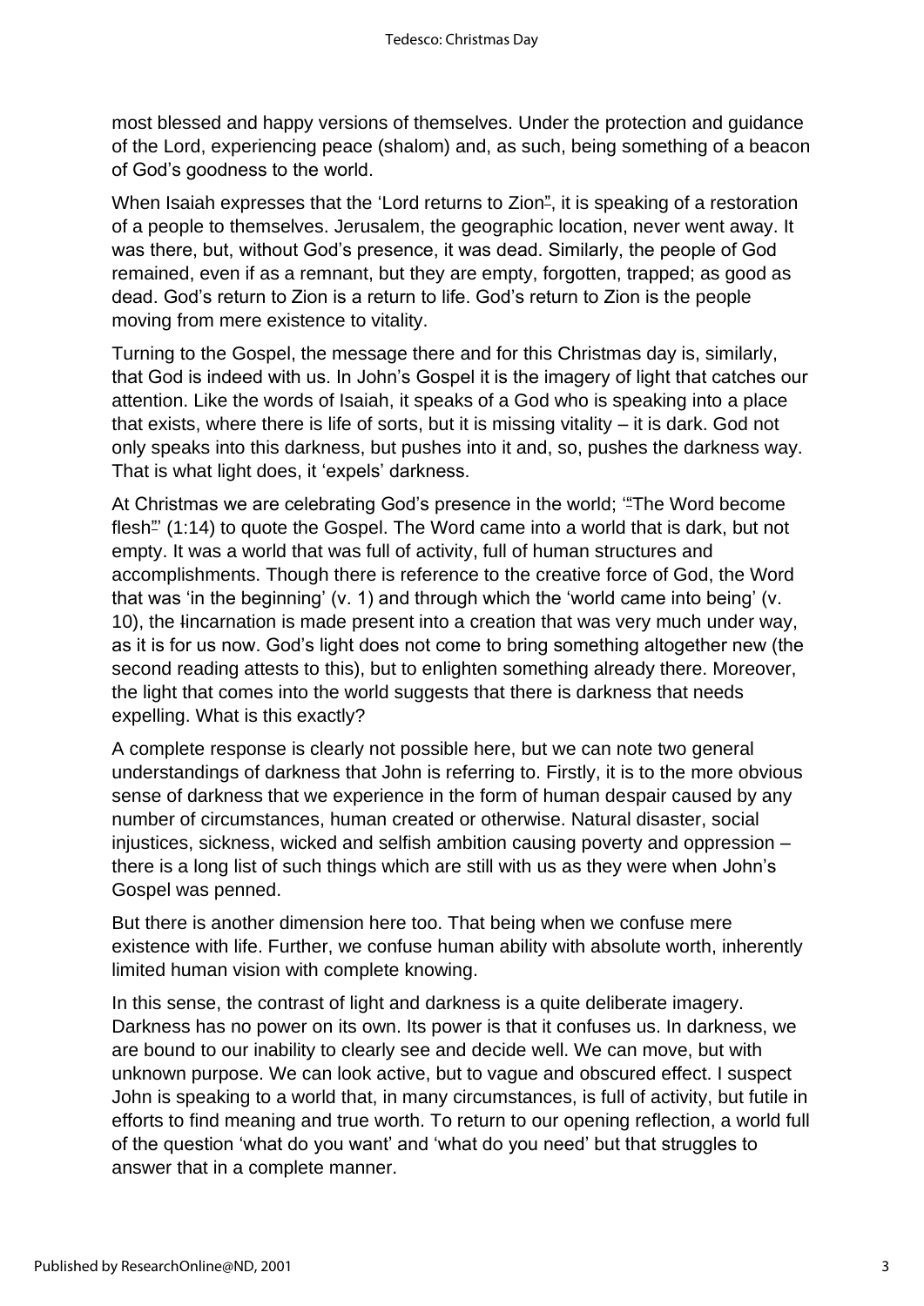most blessed and happy versions of themselves. Under the protection and guidance of the Lord, experiencing peace (shalom) and, as such, being something of a beacon of God's goodness to the world.

When Isaiah expresses that the 'Lord returns to Zion', it is speaking of a restoration of a people to themselves. Jerusalem, the geographic location, never went away. It was there, but, without God's presence, it was dead. Similarly, the people of God remained, even if as a remnant, but they are empty, forgotten, trapped; as good as dead. God's return to Zion is a return to life. God's return to Zion is the people moving from mere existence to vitality.

Turning to the Gospel, the message there and for this Christmas day is, similarly, that God is indeed with us. In John's Gospel it is the imagery of light that catches our attention. Like the words of Isaiah, it speaks of a God who is speaking into a place that exists, where there is life of sorts, but it is missing vitality – it is dark. God not only speaks into this darkness, but pushes into it and, so, pushes the darkness way. That is what light does, it 'expels' darkness.

At Christmas we are celebrating God's presence in the world; 'The Word become flesh' (1:14) to quote the Gospel. The Word came into a world that is dark, but not empty. It was a world that was full of activity, full of human structures and accomplishments. Though there is reference to the creative force of God, the Word that was 'in the beginning' (v. 1) and through which the 'world came into being' (v. 10), the incarnation is made present into a creation that was very much under way, as it is for us now. God's light does not come to bring something altogether new (the second reading attests to this), but to enlighten something already there. Moreover, the light that comes into the world suggests that there is darkness that needs expelling. What is this exactly?

A complete response is clearly not possible here, but we can note two general understandings of darkness that John is referring to. Firstly, it is to the more obvious sense of darkness that we experience in the form of human despair caused by any number of circumstances, human created or otherwise. Natural disaster, social injustices, sickness, wicked and selfish ambition causing poverty and oppression – there is a long list of such things which are still with us as they were when John's Gospel was penned.

But there is another dimension here too. That being when we confuse mere existence with life. Further, we confuse human ability with absolute worth, inherently limited human vision with complete knowing.

In this sense, the contrast of light and darkness is a quite deliberate imagery. Darkness has no power on its own. Its power is that it confuses us. In darkness, we are bound to our inability to clearly see and decide well. We can move, but with unknown purpose. We can look active, but to vague and obscured effect. I suspect John is speaking to a world that, in many circumstances, is full of activity, but futile in efforts to find meaning and true worth. To return to our opening reflection, a world full of the question 'what do you want' and 'what do you need' but that struggles to answer that in a complete manner.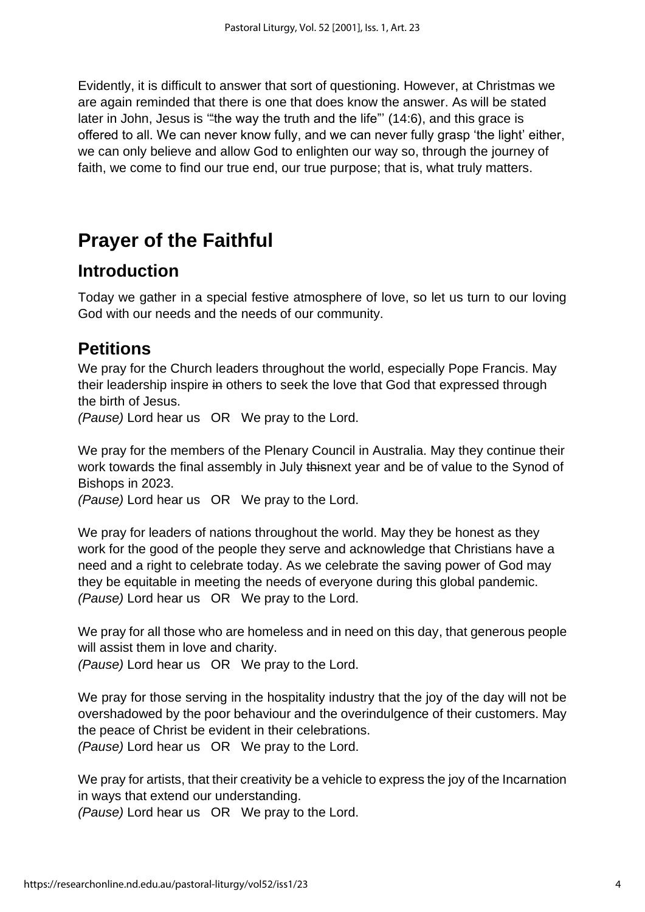Evidently, it is difficult to answer that sort of questioning. However, at Christmas we are again reminded that there is one that does know the answer. As will be stated later in John, Jesus is '"the way the truth and the life"' (14:6), and this grace is offered to all. We can never know fully, and we can never fully grasp 'the light' either, we can only believe and allow God to enlighten our way so, through the journey of faith, we come to find our true end, our true purpose; that is, what truly matters.

# Prayer of the Faithful

## Introduction

Today we gather in a special festive atmosphere of love, so let us turn to our loving God with our needs and the needs of our community.

## Petitions

We pray for the Church leaders throughout the world, especially Pope Francis. May their leadership inspire ~~in~~ others to seek the love that God that expressed through the birth of Jesus.
*(Pause)* Lord hear us OR We pray to the Lord.

We pray for the members of the Plenary Council in Australia. May they continue their work towards the final assembly in July ~~this~~next year and be of value to the Synod of Bishops in 2023.
*(Pause)* Lord hear us OR We pray to the Lord.

We pray for leaders of nations throughout the world. May they be honest as they work for the good of the people they serve and acknowledge that Christians have a need and a right to celebrate today. As we celebrate the saving power of God may they be equitable in meeting the needs of everyone during this global pandemic.
*(Pause)* Lord hear us OR We pray to the Lord.

We pray for all those who are homeless and in need on this day, that generous people will assist them in love and charity.
*(Pause)* Lord hear us OR We pray to the Lord.

We pray for those serving in the hospitality industry that the joy of the day will not be overshadowed by the poor behaviour and the overindulgence of their customers. May the peace of Christ be evident in their celebrations.
*(Pause)* Lord hear us OR We pray to the Lord.

We pray for artists, that their creativity be a vehicle to express the joy of the Incarnation in ways that extend our understanding.
*(Pause)* Lord hear us OR We pray to the Lord.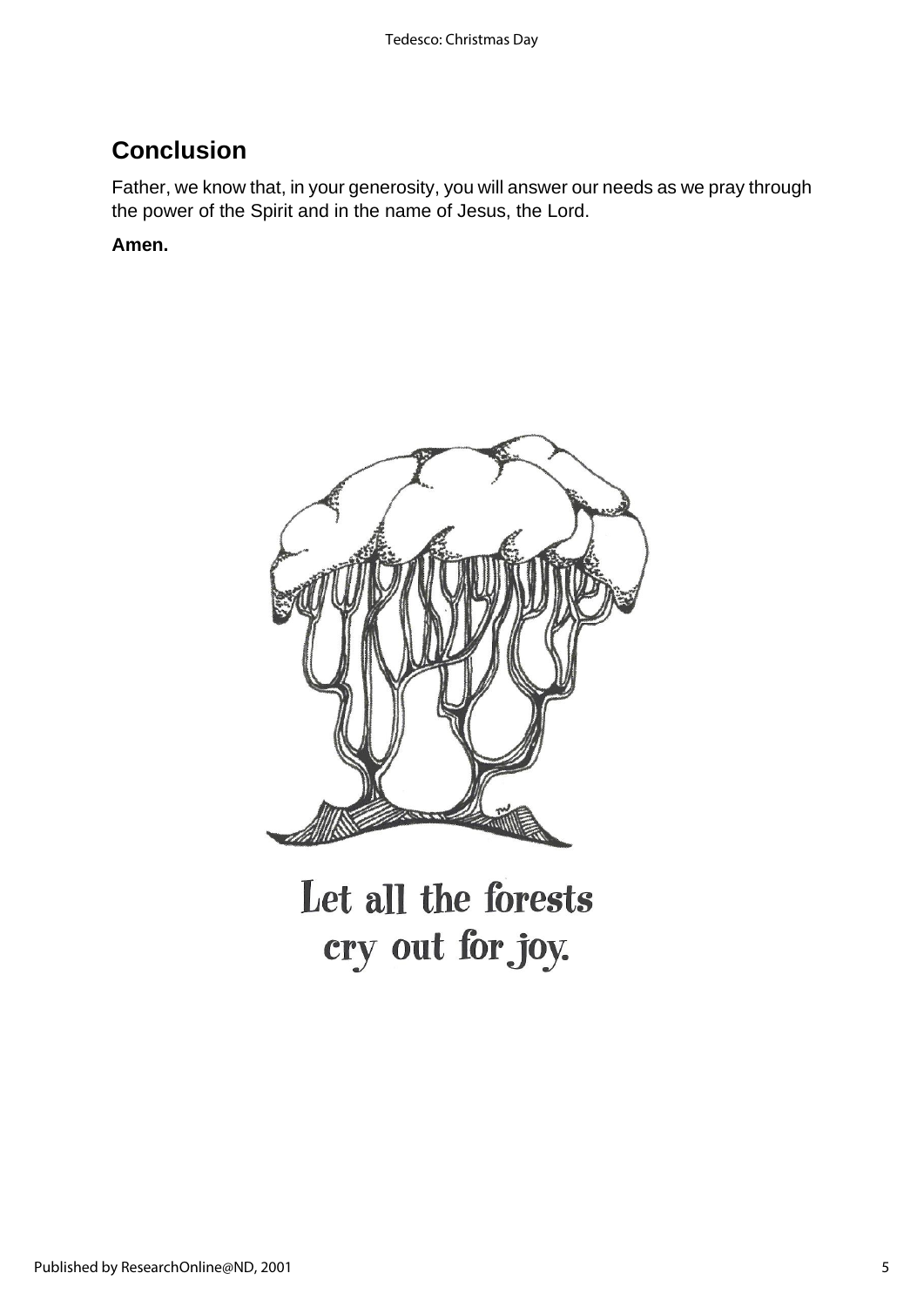## Conclusion

Father, we know that, in your generosity, you will answer our needs as we pray through the power of the Spirit and in the name of Jesus, the Lord.

**Amen.**

Let all the forests cry out for joy.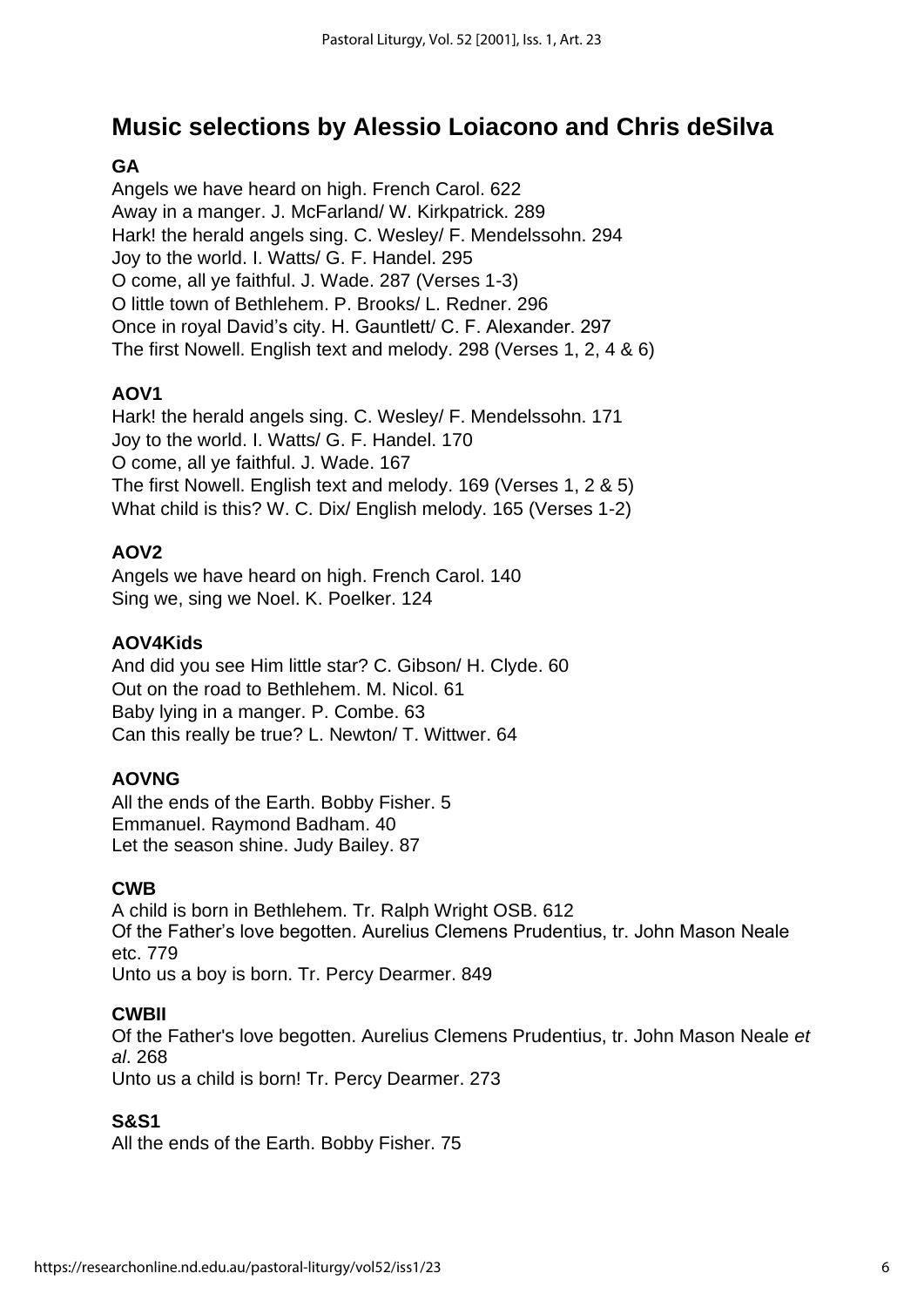## Music selections by Alessio Loiacono and Chris deSilva

**GA**

Angels we have heard on high. French Carol. 622
Away in a manger. J. McFarland/ W. Kirkpatrick. 289
Hark! the herald angels sing. C. Wesley/ F. Mendelssohn. 294
Joy to the world. I. Watts/ G. F. Handel. 295
O come, all ye faithful. J. Wade. 287 (Verses 1-3)
O little town of Bethlehem. P. Brooks/ L. Redner. 296
Once in royal David's city. H. Gauntlett/ C. F. Alexander. 297
The first Nowell. English text and melody. 298 (Verses 1, 2, 4 & 6)

**AOV1**

Hark! the herald angels sing. C. Wesley/ F. Mendelssohn. 171
Joy to the world. I. Watts/ G. F. Handel. 170
O come, all ye faithful. J. Wade. 167
The first Nowell. English text and melody. 169 (Verses 1, 2 & 5)
What child is this? W. C. Dix/ English melody. 165 (Verses 1-2)

**AOV2**

Angels we have heard on high. French Carol. 140
Sing we, sing we Noel. K. Poelker. 124

**AOV4Kids**

And did you see Him little star? C. Gibson/ H. Clyde. 60
Out on the road to Bethlehem. M. Nicol. 61
Baby lying in a manger. P. Combe. 63
Can this really be true? L. Newton/ T. Wittwer. 64

**AOVNG**

All the ends of the Earth. Bobby Fisher. 5
Emmanuel. Raymond Badham. 40
Let the season shine. Judy Bailey. 87

**CWB**

A child is born in Bethlehem. Tr. Ralph Wright OSB. 612
Of the Father's love begotten. Aurelius Clemens Prudentius, tr. John Mason Neale etc. 779
Unto us a boy is born. Tr. Percy Dearmer. 849

**CWBII**

Of the Father's love begotten. Aurelius Clemens Prudentius, tr. John Mason Neale *et al*. 268
Unto us a child is born! Tr. Percy Dearmer. 273

**S&S1**

All the ends of the Earth. Bobby Fisher. 75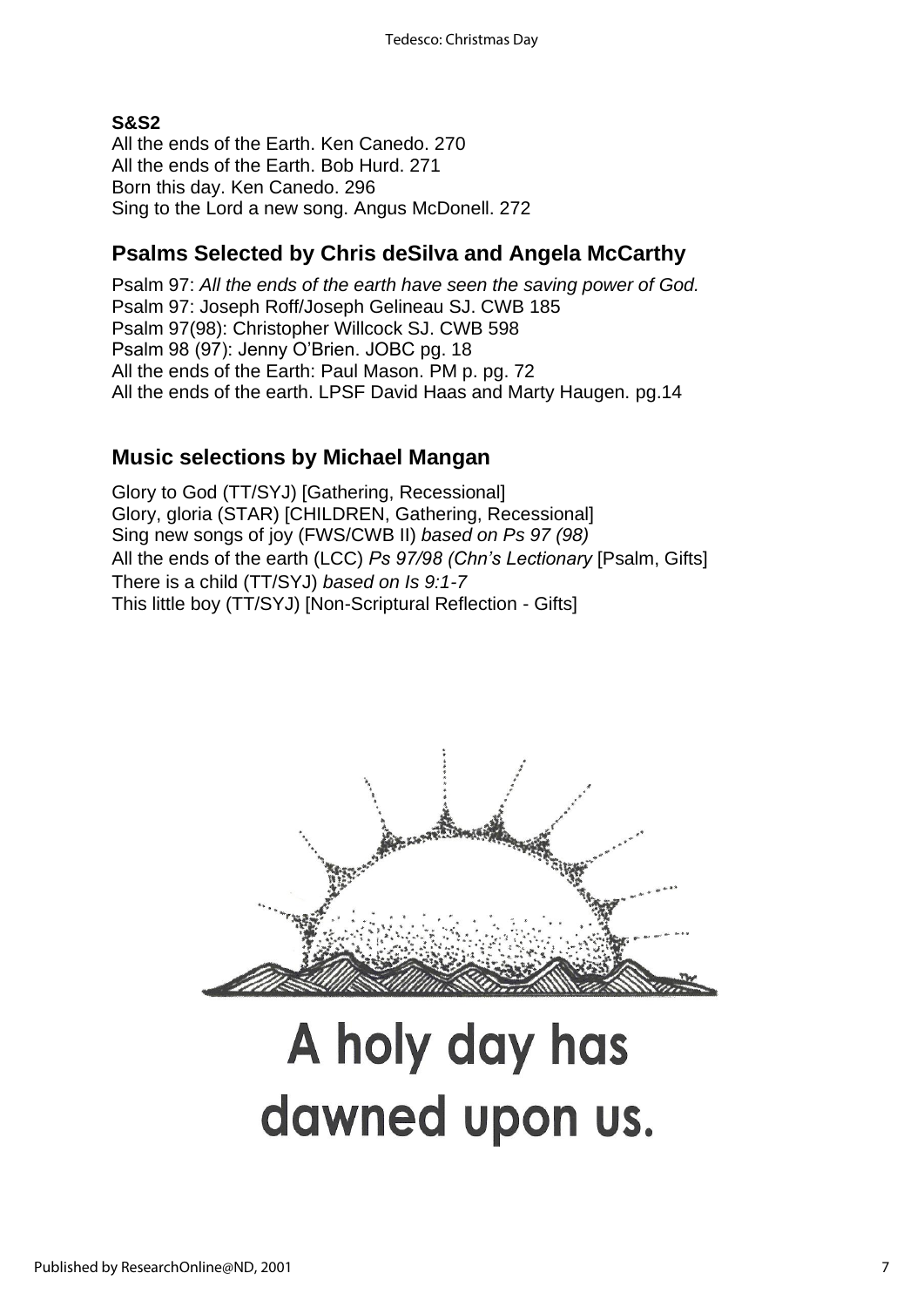**S&S2**

All the ends of the Earth. Ken Canedo. 270
All the ends of the Earth. Bob Hurd. 271
Born this day. Ken Canedo. 296
Sing to the Lord a new song. Angus McDonell. 272

## Psalms Selected by Chris deSilva and Angela McCarthy

Psalm 97: *All the ends of the earth have seen the saving power of God.*
Psalm 97: Joseph Roff/Joseph Gelineau SJ. CWB 185
Psalm 97(98): Christopher Willcock SJ. CWB 598
Psalm 98 (97): Jenny O'Brien. JOBC pg. 18
All the ends of the Earth: Paul Mason. PM p. pg. 72
All the ends of the earth. LPSF David Haas and Marty Haugen. pg.14

## Music selections by Michael Mangan

Glory to God (TT/SYJ) [Gathering, Recessional]
Glory, gloria (STAR) [CHILDREN, Gathering, Recessional]
Sing new songs of joy (FWS/CWB II) *based on Ps 97 (98)*
All the ends of the earth (LCC) *Ps 97/98 (Chn's Lectionary* [Psalm, Gifts]
There is a child (TT/SYJ) *based on Is 9:1-7*
This little boy (TT/SYJ) [Non-Scriptural Reflection - Gifts]

A holy day has dawned upon us.